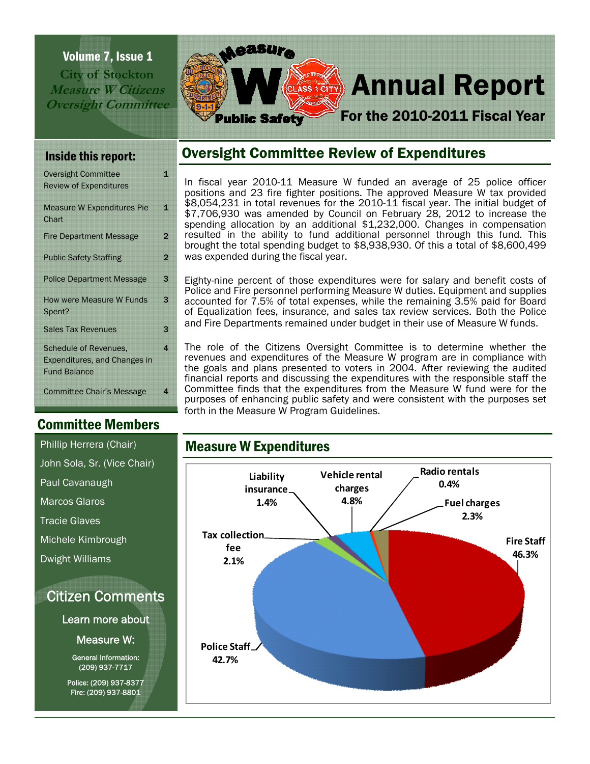Volume 7, Issue 1

**City of Stockton**
***Measure W Citizens Oversight Committee***

# Annual Report

## For the 2010-2011 Fiscal Year

### Inside this report:

| | |
|---|---|
| Oversight Committee Review of Expenditures | 1 |
| Measure W Expenditures Pie Chart | 1 |
| Fire Department Message | 2 |
| Public Safety Staffing | 2 |
| Police Department Message | 3 |
| How were Measure W Funds Spent? | 3 |
| Sales Tax Revenues | 3 |
| Schedule of Revenues, Expenditures, and Changes in Fund Balance | 4 |
| Committee Chair's Message | 4 |

## Oversight Committee Review of Expenditures

In fiscal year 2010-11 Measure W funded an average of 25 police officer positions and 23 fire fighter positions. The approved Measure W tax provided $8,054,231 in total revenues for the 2010-11 fiscal year. The initial budget of $7,706,930 was amended by Council on February 28, 2012 to increase the spending allocation by an additional $1,232,000. Changes in compensation resulted in the ability to fund additional personnel through this fund. This brought the total spending budget to $8,938,930. Of this a total of $8,600,499 was expended during the fiscal year.

Eighty-nine percent of those expenditures were for salary and benefit costs of Police and Fire personnel performing Measure W duties. Equipment and supplies accounted for 7.5% of total expenses, while the remaining 3.5% paid for Board of Equalization fees, insurance, and sales tax review services. Both the Police and Fire Departments remained under budget in their use of Measure W funds.

The role of the Citizens Oversight Committee is to determine whether the revenues and expenditures of the Measure W program are in compliance with the goals and plans presented to voters in 2004. After reviewing the audited financial reports and discussing the expenditures with the responsible staff the Committee finds that the expenditures from the Measure W fund were for the purposes of enhancing public safety and were consistent with the purposes set forth in the Measure W Program Guidelines.

### Committee Members

- Phillip Herrera (Chair)
- John Sola, Sr. (Vice Chair)
- Paul Cavanaugh
- Marcos Glaros
- Tracie Glaves
- Michele Kimbrough
- Dwight Williams

## Measure W Expenditures

| Category | Percent |
|---|---|
| Fire Staff | 46.3% |
| Police Staff | 42.7% |
| Tax collection fee | 2.1% |
| Liability insurance | 1.4% |
| Vehicle rental charges | 4.8% |
| Radio rentals | 0.4% |
| Fuel charges | 2.3% |

### Citizen Comments

Learn more about Measure W:

General Information: (209) 937-7717

Police: (209) 937-8377
Fire: (209) 937-8801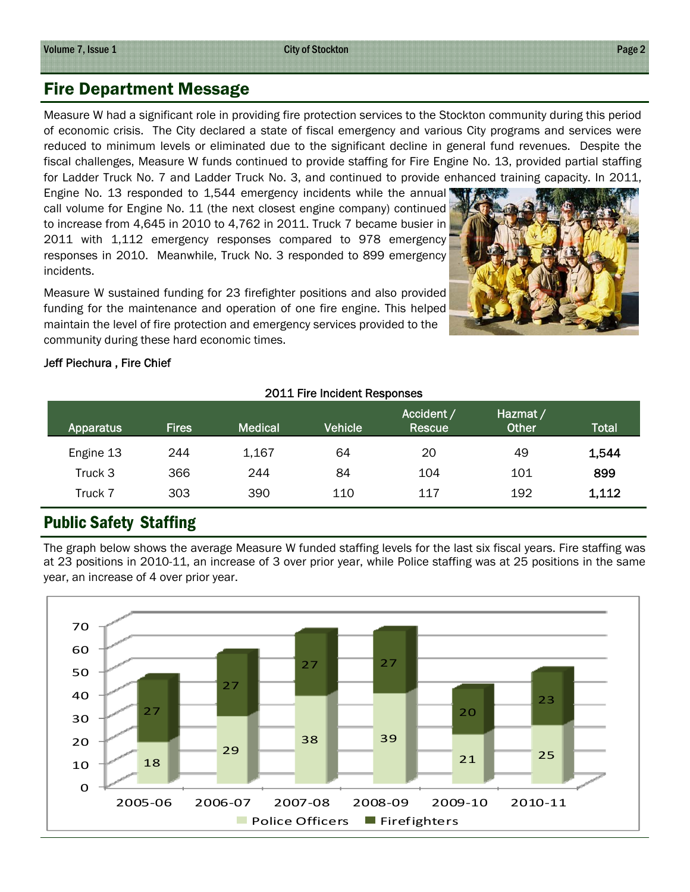## Fire Department Message

Measure W had a significant role in providing fire protection services to the Stockton community during this period of economic crisis. The City declared a state of fiscal emergency and various City programs and services were reduced to minimum levels or eliminated due to the significant decline in general fund revenues. Despite the fiscal challenges, Measure W funds continued to provide staffing for Fire Engine No. 13, provided partial staffing for Ladder Truck No. 7 and Ladder Truck No. 3, and continued to provide enhanced training capacity. In 2011, Engine No. 13 responded to 1,544 emergency incidents while the annual call volume for Engine No. 11 (the next closest engine company) continued to increase from 4,645 in 2010 to 4,762 in 2011. Truck 7 became busier in 2011 with 1,112 emergency responses compared to 978 emergency responses in 2010. Meanwhile, Truck No. 3 responded to 899 emergency incidents.

Measure W sustained funding for 23 firefighter positions and also provided funding for the maintenance and operation of one fire engine. This helped maintain the level of fire protection and emergency services provided to the community during these hard economic times.

Jeff Piechura , Fire Chief

2011 Fire Incident Responses

| Apparatus | Fires | Medical | Vehicle | Accident / Rescue | Hazmat / Other | Total |
|---|---|---|---|---|---|---|
| Engine 13 | 244 | 1,167 | 64 | 20 | 49 | **1,544** |
| Truck 3 | 366 | 244 | 84 | 104 | 101 | **899** |
| Truck 7 | 303 | 390 | 110 | 117 | 192 | **1,112** |

## Public Safety Staffing

The graph below shows the average Measure W funded staffing levels for the last six fiscal years. Fire staffing was at 23 positions in 2010-11, an increase of 3 over prior year, while Police staffing was at 25 positions in the same year, an increase of 4 over prior year.

| | 2005-06 | 2006-07 | 2007-08 | 2008-09 | 2009-10 | 2010-11 |
|---|---|---|---|---|---|---|
| Police Officers | 18 | 29 | 38 | 39 | 21 | 25 |
| Firefighters | 27 | 27 | 27 | 27 | 20 | 23 |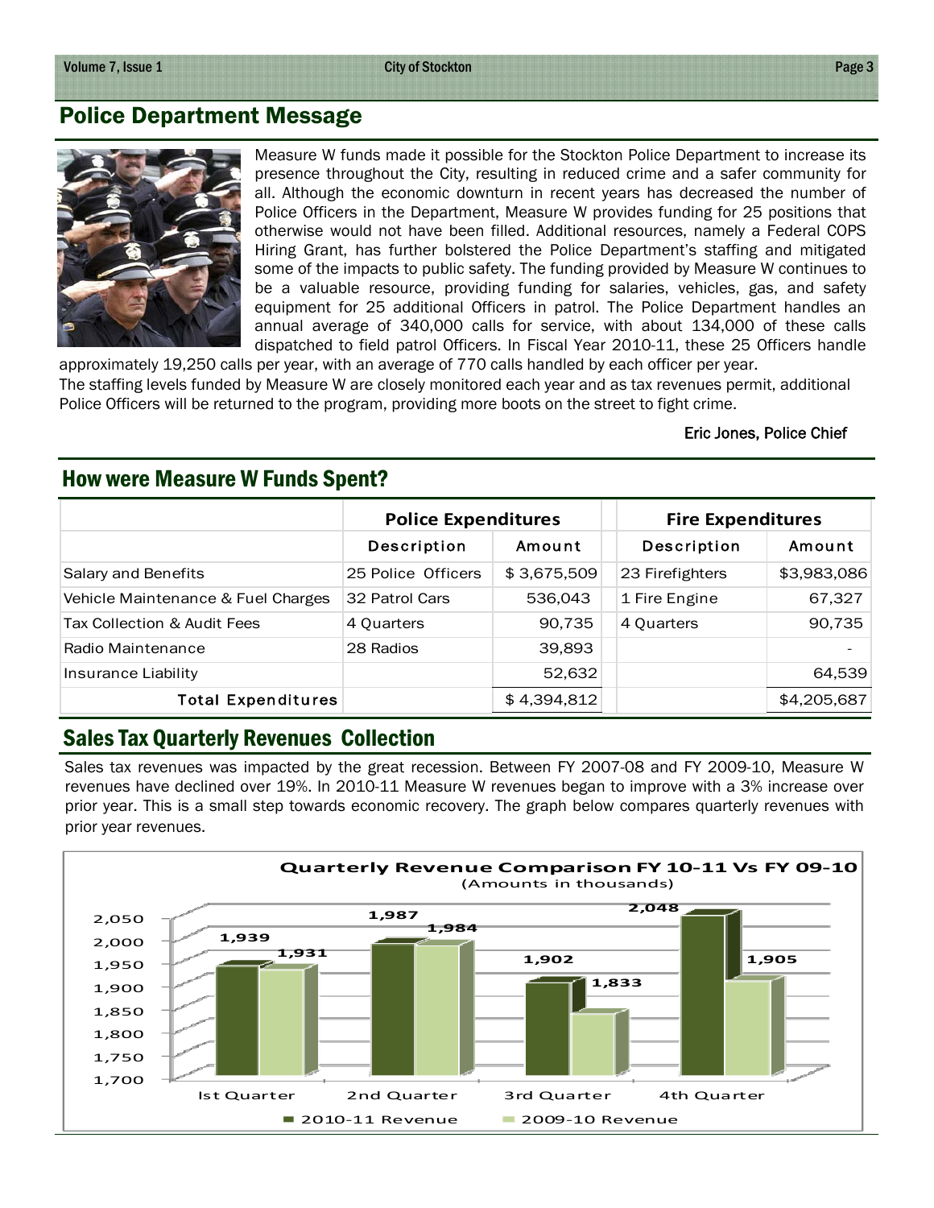## Police Department Message

Measure W funds made it possible for the Stockton Police Department to increase its presence throughout the City, resulting in reduced crime and a safer community for all. Although the economic downturn in recent years has decreased the number of Police Officers in the Department, Measure W provides funding for 25 positions that otherwise would not have been filled. Additional resources, namely a Federal COPS Hiring Grant, has further bolstered the Police Department's staffing and mitigated some of the impacts to public safety. The funding provided by Measure W continues to be a valuable resource, providing funding for salaries, vehicles, gas, and safety equipment for 25 additional Officers in patrol. The Police Department handles an annual average of 340,000 calls for service, with about 134,000 of these calls dispatched to field patrol Officers. In Fiscal Year 2010-11, these 25 Officers handle approximately 19,250 calls per year, with an average of 770 calls handled by each officer per year.

The staffing levels funded by Measure W are closely monitored each year and as tax revenues permit, additional Police Officers will be returned to the program, providing more boots on the street to fight crime.

Eric Jones, Police Chief

## How were Measure W Funds Spent?

| | Police Expenditures | | Fire Expenditures | |
|---|---|---|---|---|
| | Description | Amount | Description | Amount |
| Salary and Benefits | 25 Police Officers | $ 3,675,509 | 23 Firefighters | $3,983,086 |
| Vehicle Maintenance & Fuel Charges | 32 Patrol Cars | 536,043 | 1 Fire Engine | 67,327 |
| Tax Collection & Audit Fees | 4 Quarters | 90,735 | 4 Quarters | 90,735 |
| Radio Maintenance | 28 Radios | 39,893 | | - |
| Insurance Liability | | 52,632 | | 64,539 |
| **Total Expenditures** | | $ 4,394,812 | | $4,205,687 |

## Sales Tax Quarterly Revenues Collection

Sales tax revenues was impacted by the great recession. Between FY 2007-08 and FY 2009-10, Measure W revenues have declined over 19%. In 2010-11 Measure W revenues began to improve with a 3% increase over prior year. This is a small step towards economic recovery. The graph below compares quarterly revenues with prior year revenues.

**Quarterly Revenue Comparison FY 10-11 Vs FY 09-10**
(Amounts in thousands)

| | 2010-11 Revenue | 2009-10 Revenue |
|---|---|---|
| Ist Quarter | 1,939 | 1,931 |
| 2nd Quarter | 1,987 | 1,984 |
| 3rd Quarter | 1,902 | 1,833 |
| 4th Quarter | 2,048 | 1,905 |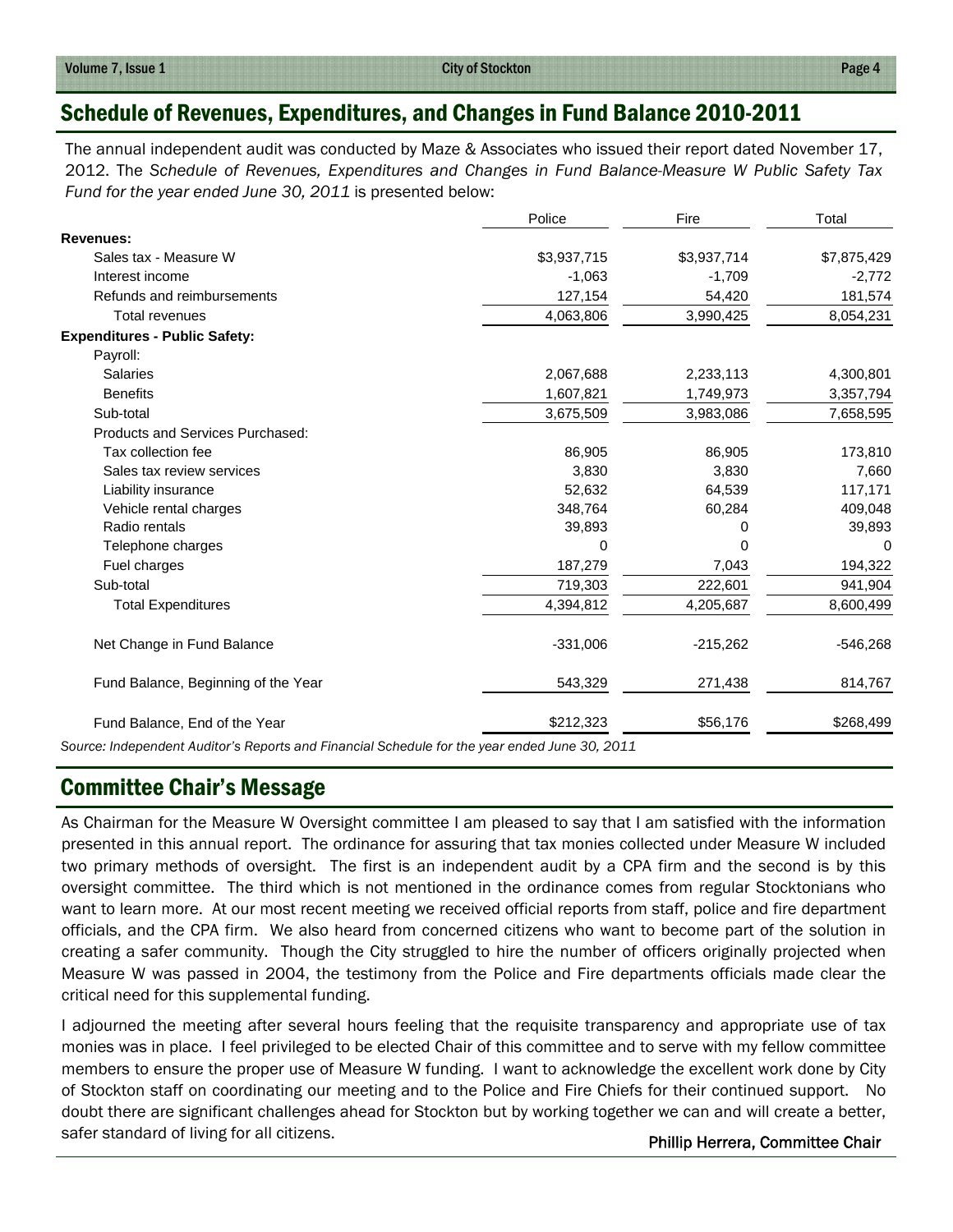## Schedule of Revenues, Expenditures, and Changes in Fund Balance 2010-2011

The annual independent audit was conducted by Maze & Associates who issued their report dated November 17, 2012. The *Schedule of Revenues, Expenditures and Changes in Fund Balance-Measure W Public Safety Tax Fund for the year ended June 30, 2011* is presented below:

| | Police | Fire | Total |
|---|---|---|---|
| **Revenues:** | | | |
| Sales tax - Measure W | $3,937,715 | $3,937,714 | $7,875,429 |
| Interest income | -1,063 | -1,709 | -2,772 |
| Refunds and reimbursements | 127,154 | 54,420 | 181,574 |
| Total revenues | 4,063,806 | 3,990,425 | 8,054,231 |
| **Expenditures - Public Safety:** | | | |
| Payroll: | | | |
| Salaries | 2,067,688 | 2,233,113 | 4,300,801 |
| Benefits | 1,607,821 | 1,749,973 | 3,357,794 |
| Sub-total | 3,675,509 | 3,983,086 | 7,658,595 |
| Products and Services Purchased: | | | |
| Tax collection fee | 86,905 | 86,905 | 173,810 |
| Sales tax review services | 3,830 | 3,830 | 7,660 |
| Liability insurance | 52,632 | 64,539 | 117,171 |
| Vehicle rental charges | 348,764 | 60,284 | 409,048 |
| Radio rentals | 39,893 | 0 | 39,893 |
| Telephone charges | 0 | 0 | 0 |
| Fuel charges | 187,279 | 7,043 | 194,322 |
| Sub-total | 719,303 | 222,601 | 941,904 |
| Total Expenditures | 4,394,812 | 4,205,687 | 8,600,499 |
| Net Change in Fund Balance | -331,006 | -215,262 | -546,268 |
| Fund Balance, Beginning of the Year | 543,329 | 271,438 | 814,767 |
| Fund Balance, End of the Year | $212,323 | $56,176 | $268,499 |

*Source: Independent Auditor's Reports and Financial Schedule for the year ended June 30, 2011*

## Committee Chair's Message

As Chairman for the Measure W Oversight committee I am pleased to say that I am satisfied with the information presented in this annual report. The ordinance for assuring that tax monies collected under Measure W included two primary methods of oversight. The first is an independent audit by a CPA firm and the second is by this oversight committee. The third which is not mentioned in the ordinance comes from regular Stocktonians who want to learn more. At our most recent meeting we received official reports from staff, police and fire department officials, and the CPA firm. We also heard from concerned citizens who want to become part of the solution in creating a safer community. Though the City struggled to hire the number of officers originally projected when Measure W was passed in 2004, the testimony from the Police and Fire departments officials made clear the critical need for this supplemental funding.

I adjourned the meeting after several hours feeling that the requisite transparency and appropriate use of tax monies was in place. I feel privileged to be elected Chair of this committee and to serve with my fellow committee members to ensure the proper use of Measure W funding. I want to acknowledge the excellent work done by City of Stockton staff on coordinating our meeting and to the Police and Fire Chiefs for their continued support. No doubt there are significant challenges ahead for Stockton but by working together we can and will create a better, safer standard of living for all citizens.

Phillip Herrera, Committee Chair